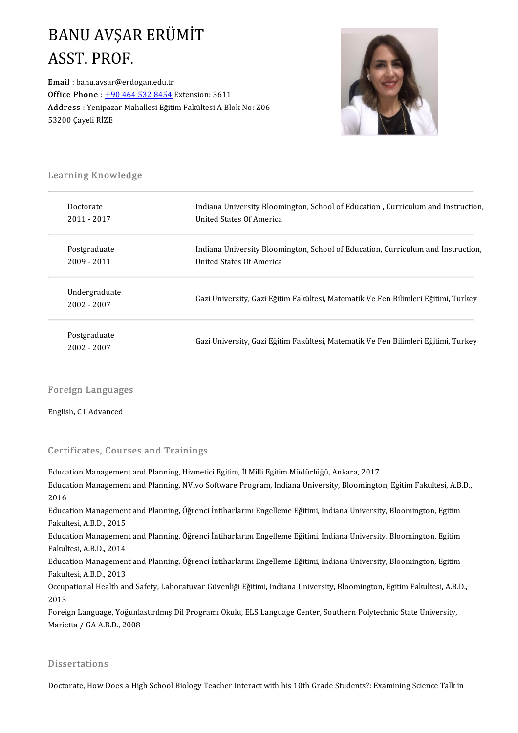# BANU AVŞAR ERÜMİT
# ASST. PROF.

**Email** : banu.avsar@erdogan.edu.tr
**Office Phone** : +90 464 532 8454 Extension: 3611
**Address** : Yenipazar Mahallesi Eğitim Fakültesi A Blok No: Z06
53200 Çayeli RİZE

## Learning Knowledge

| | |
|---|---|
| Doctorate<br>2011 - 2017 | Indiana University Bloomington, School of Education , Curriculum and Instruction, United States Of America |
| Postgraduate<br>2009 - 2011 | Indiana University Bloomington, School of Education, Curriculum and Instruction, United States Of America |
| Undergraduate<br>2002 - 2007 | Gazi University, Gazi Eğitim Fakültesi, Matematik Ve Fen Bilimleri Eğitimi, Turkey |
| Postgraduate<br>2002 - 2007 | Gazi University, Gazi Eğitim Fakültesi, Matematik Ve Fen Bilimleri Eğitimi, Turkey |

## Foreign Languages

English, C1 Advanced

## Certificates, Courses and Trainings

Education Management and Planning, Hizmetici Egitim, İl Milli Egitim Müdürlüğü, Ankara, 2017

Education Management and Planning, NVivo Software Program, Indiana University, Bloomington, Egitim Fakultesi, A.B.D., 2016

Education Management and Planning, Öğrenci İntiharlarını Engelleme Eğitimi, Indiana University, Bloomington, Egitim Fakultesi, A.B.D., 2015

Education Management and Planning, Öğrenci İntiharlarını Engelleme Eğitimi, Indiana University, Bloomington, Egitim Fakultesi, A.B.D., 2014

Education Management and Planning, Öğrenci İntiharlarını Engelleme Eğitimi, Indiana University, Bloomington, Egitim Fakultesi, A.B.D., 2013

Occupational Health and Safety, Laboratuvar Güvenliği Eğitimi, Indiana University, Bloomington, Egitim Fakultesi, A.B.D., 2013

Foreign Language, Yoğunlastırılmış Dil Programı Okulu, ELS Language Center, Southern Polytechnic State University, Marietta / GA A.B.D., 2008

## Dissertations

Doctorate, How Does a High School Biology Teacher Interact with his 10th Grade Students?: Examining Science Talk in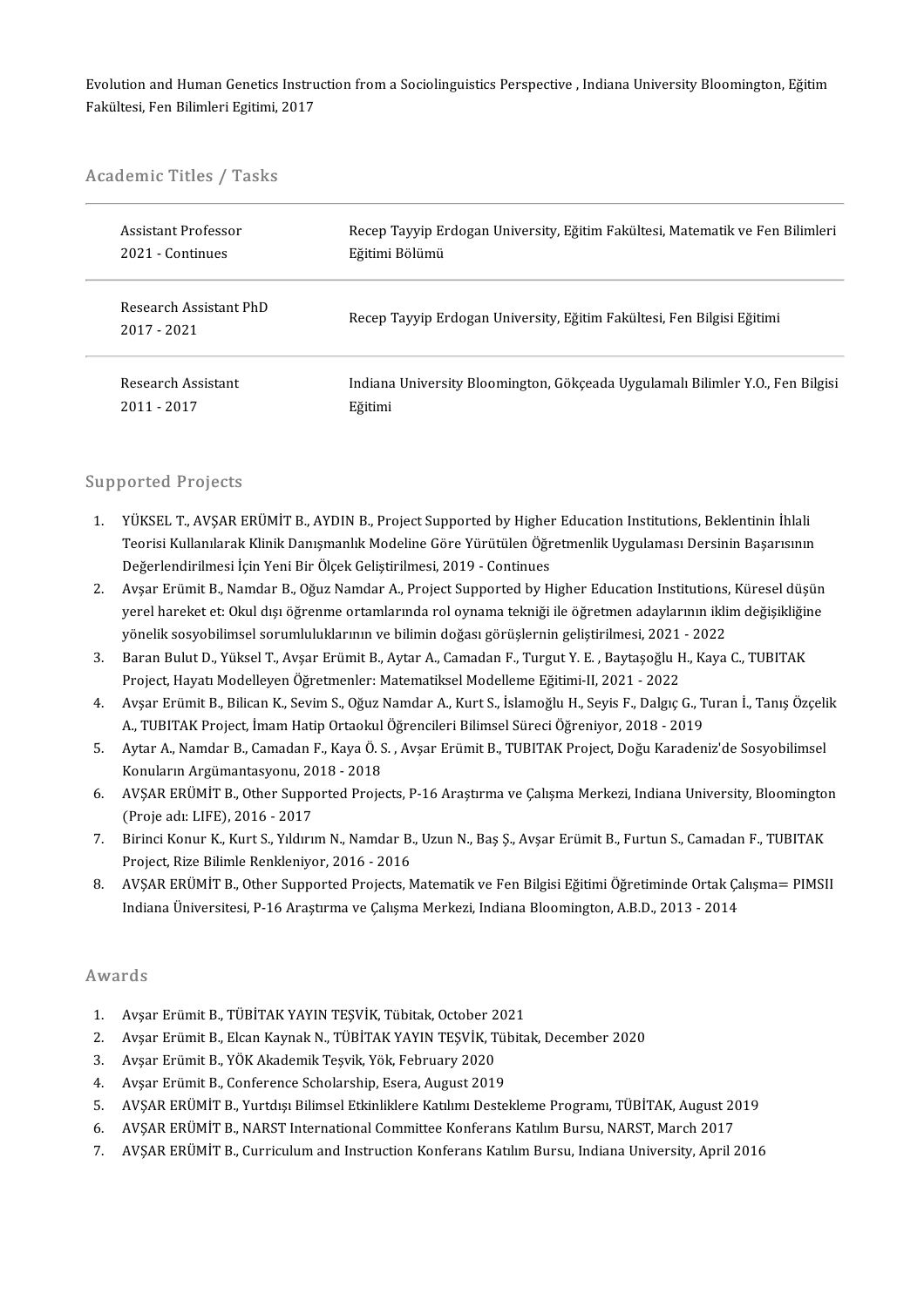Evolution and Human Genetics Instruction from a Sociolinguistics Perspective , Indiana University Bloomington, Eğitim Fakültesi, Fen Bilimleri Egitimi, 2017

## Academic Titles / Tasks

| | |
|---|---|
| Assistant Professor<br>2021 - Continues | Recep Tayyip Erdogan University, Eğitim Fakültesi, Matematik ve Fen Bilimleri Eğitimi Bölümü |
| Research Assistant PhD<br>2017 - 2021 | Recep Tayyip Erdogan University, Eğitim Fakültesi, Fen Bilgisi Eğitimi |
| Research Assistant<br>2011 - 2017 | Indiana University Bloomington, Gökçeada Uygulamalı Bilimler Y.O., Fen Bilgisi Eğitimi |

## Supported Projects

1. YÜKSEL T., AVŞAR ERÜMİT B., AYDIN B., Project Supported by Higher Education Institutions, Beklentinin İhlali Teorisi Kullanılarak Klinik Danışmanlık Modeline Göre Yürütülen Öğretmenlik Uygulaması Dersinin Başarısının Değerlendirilmesi İçin Yeni Bir Ölçek Geliştirilmesi, 2019 - Continues
2. Avşar Erümit B., Namdar B., Oğuz Namdar A., Project Supported by Higher Education Institutions, Küresel düşün yerel hareket et: Okul dışı öğrenme ortamlarında rol oynama tekniği ile öğretmen adaylarının iklim değişikliğine yönelik sosyobilimsel sorumluluklarının ve bilimin doğası görüşlernin geliştirilmesi, 2021 - 2022
3. Baran Bulut D., Yüksel T., Avşar Erümit B., Aytar A., Camadan F., Turgut Y. E. , Baytaşoğlu H., Kaya C., TUBITAK Project, Hayatı Modelleyen Öğretmenler: Matematiksel Modelleme Eğitimi-II, 2021 - 2022
4. Avşar Erümit B., Bilican K., Sevim S., Oğuz Namdar A., Kurt S., İslamoğlu H., Seyis F., Dalgıç G., Turan İ., Tanış Özçelik A., TUBITAK Project, İmam Hatip Ortaokul Öğrencileri Bilimsel Süreci Öğreniyor, 2018 - 2019
5. Aytar A., Namdar B., Camadan F., Kaya Ö. S. , Avşar Erümit B., TUBITAK Project, Doğu Karadeniz'de Sosyobilimsel Konuların Argümantasyonu, 2018 - 2018
6. AVŞAR ERÜMİT B., Other Supported Projects, P-16 Araştırma ve Çalışma Merkezi, Indiana University, Bloomington (Proje adı: LIFE), 2016 - 2017
7. Birinci Konur K., Kurt S., Yıldırım N., Namdar B., Uzun N., Baş Ş., Avşar Erümit B., Furtun S., Camadan F., TUBITAK Project, Rize Bilimle Renkleniyor, 2016 - 2016
8. AVŞAR ERÜMİT B., Other Supported Projects, Matematik ve Fen Bilgisi Eğitimi Öğretiminde Ortak Çalışma= PIMSII Indiana Üniversitesi, P-16 Araştırma ve Çalışma Merkezi, Indiana Bloomington, A.B.D., 2013 - 2014

## Awards

1. Avşar Erümit B., TÜBİTAK YAYIN TEŞVİK, Tübitak, October 2021
2. Avşar Erümit B., Elcan Kaynak N., TÜBİTAK YAYIN TEŞVİK, Tübitak, December 2020
3. Avşar Erümit B., YÖK Akademik Teşvik, Yök, February 2020
4. Avşar Erümit B., Conference Scholarship, Esera, August 2019
5. AVŞAR ERÜMİT B., Yurtdışı Bilimsel Etkinliklere Katılımı Destekleme Programı, TÜBİTAK, August 2019
6. AVŞAR ERÜMİT B., NARST International Committee Konferans Katılım Bursu, NARST, March 2017
7. AVŞAR ERÜMİT B., Curriculum and Instruction Konferans Katılım Bursu, Indiana University, April 2016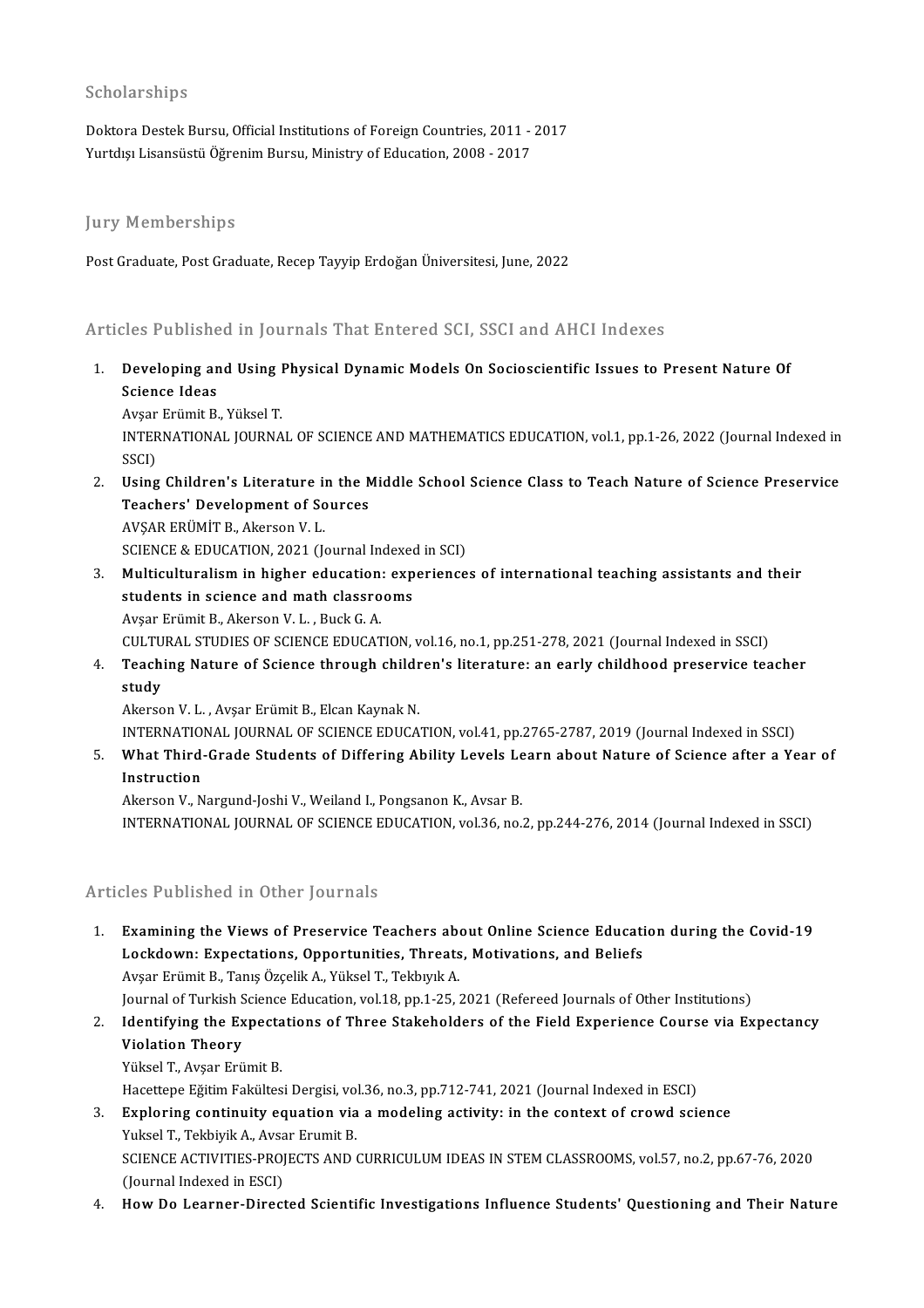## Scholarships

Doktora Destek Bursu, Official Institutions of Foreign Countries, 2011 - 2017
Yurtdışı Lisansüstü Öğrenim Bursu, Ministry of Education, 2008 - 2017

## Jury Memberships

Post Graduate, Post Graduate, Recep Tayyip Erdoğan Üniversitesi, June, 2022

## Articles Published in Journals That Entered SCI, SSCI and AHCI Indexes

1. **Developing and Using Physical Dynamic Models On Socioscientific Issues to Present Nature Of Science Ideas**
   Avşar Erümit B., Yüksel T.
   INTERNATIONAL JOURNAL OF SCIENCE AND MATHEMATICS EDUCATION, vol.1, pp.1-26, 2022 (Journal Indexed in SSCI)
2. **Using Children's Literature in the Middle School Science Class to Teach Nature of Science Preservice Teachers' Development of Sources**
   AVŞAR ERÜMİT B., Akerson V. L.
   SCIENCE & EDUCATION, 2021 (Journal Indexed in SCI)
3. **Multiculturalism in higher education: experiences of international teaching assistants and their students in science and math classrooms**
   Avşar Erümit B., Akerson V. L. , Buck G. A.
   CULTURAL STUDIES OF SCIENCE EDUCATION, vol.16, no.1, pp.251-278, 2021 (Journal Indexed in SSCI)
4. **Teaching Nature of Science through children's literature: an early childhood preservice teacher study**
   Akerson V. L. , Avşar Erümit B., Elcan Kaynak N.
   INTERNATIONAL JOURNAL OF SCIENCE EDUCATION, vol.41, pp.2765-2787, 2019 (Journal Indexed in SSCI)
5. **What Third-Grade Students of Differing Ability Levels Learn about Nature of Science after a Year of Instruction**
   Akerson V., Nargund-Joshi V., Weiland I., Pongsanon K., Avsar B.
   INTERNATIONAL JOURNAL OF SCIENCE EDUCATION, vol.36, no.2, pp.244-276, 2014 (Journal Indexed in SSCI)

## Articles Published in Other Journals

1. **Examining the Views of Preservice Teachers about Online Science Education during the Covid-19 Lockdown: Expectations, Opportunities, Threats, Motivations, and Beliefs**
   Avşar Erümit B., Tanış Özçelik A., Yüksel T., Tekbıyık A.
   Journal of Turkish Science Education, vol.18, pp.1-25, 2021 (Refereed Journals of Other Institutions)
2. **Identifying the Expectations of Three Stakeholders of the Field Experience Course via Expectancy Violation Theory**
   Yüksel T., Avşar Erümit B.
   Hacettepe Eğitim Fakültesi Dergisi, vol.36, no.3, pp.712-741, 2021 (Journal Indexed in ESCI)
3. **Exploring continuity equation via a modeling activity: in the context of crowd science**
   Yuksel T., Tekbiyik A., Avsar Erumit B.
   SCIENCE ACTIVITIES-PROJECTS AND CURRICULUM IDEAS IN STEM CLASSROOMS, vol.57, no.2, pp.67-76, 2020 (Journal Indexed in ESCI)
4. **How Do Learner-Directed Scientific Investigations Influence Students' Questioning and Their Nature**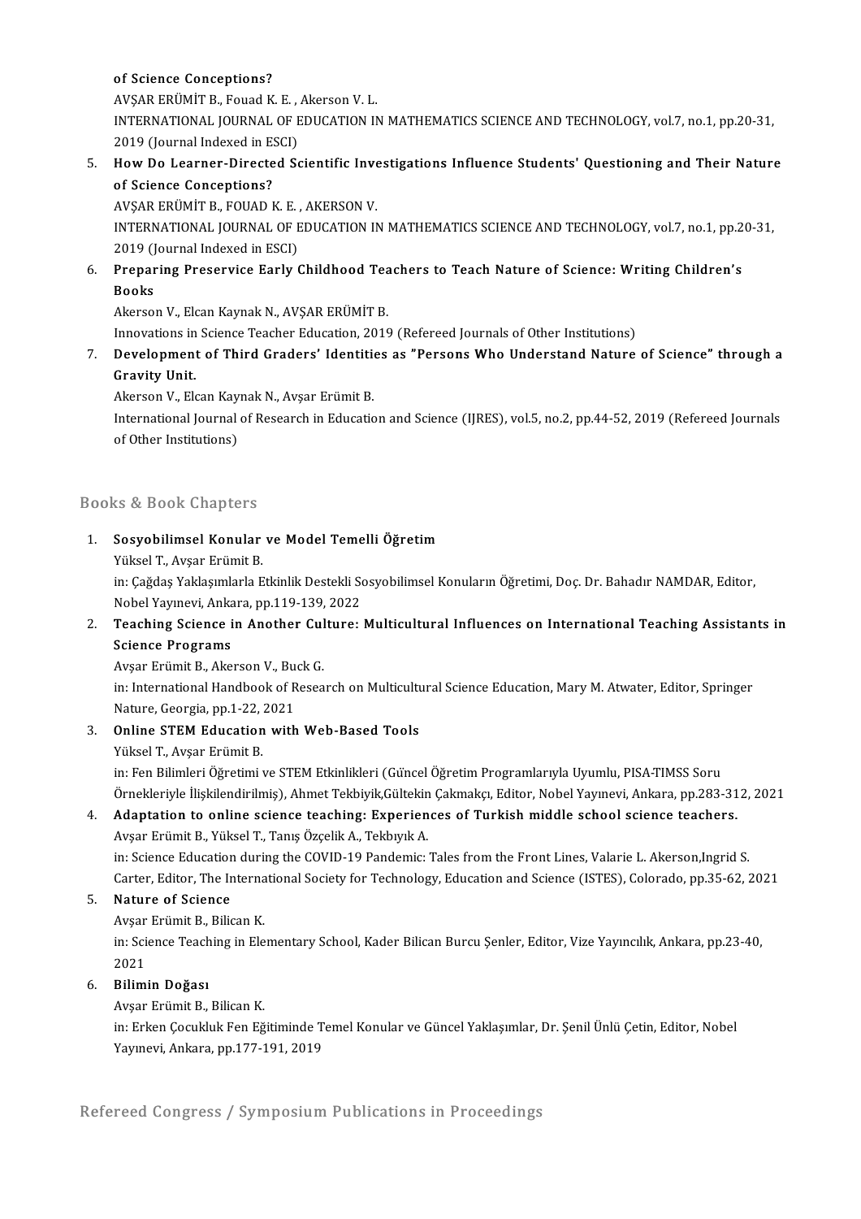of Science Conceptions?
AVŞAR ERÜMİT B., Fouad K. E. , Akerson V. L.
INTERNATIONAL JOURNAL OF EDUCATION IN MATHEMATICS SCIENCE AND TECHNOLOGY, vol.7, no.1, pp.20-31, 2019 (Journal Indexed in ESCI)

5. **How Do Learner-Directed Scientific Investigations Influence Students' Questioning and Their Nature of Science Conceptions?**
AVŞAR ERÜMİT B., FOUAD K. E. , AKERSON V.
INTERNATIONAL JOURNAL OF EDUCATION IN MATHEMATICS SCIENCE AND TECHNOLOGY, vol.7, no.1, pp.20-31, 2019 (Journal Indexed in ESCI)
6. **Preparing Preservice Early Childhood Teachers to Teach Nature of Science: Writing Children's Books**
Akerson V., Elcan Kaynak N., AVŞAR ERÜMİT B.
Innovations in Science Teacher Education, 2019 (Refereed Journals of Other Institutions)
7. **Development of Third Graders' Identities as "Persons Who Understand Nature of Science" through a Gravity Unit.**
Akerson V., Elcan Kaynak N., Avşar Erümit B.
International Journal of Research in Education and Science (IJRES), vol.5, no.2, pp.44-52, 2019 (Refereed Journals of Other Institutions)

## Books & Book Chapters

1. **Sosyobilimsel Konular ve Model Temelli Öğretim**
Yüksel T., Avşar Erümit B.
in: Çağdaş Yaklaşımlarla Etkinlik Destekli Sosyobilimsel Konuların Öğretimi, Doç. Dr. Bahadır NAMDAR, Editor, Nobel Yayınevi, Ankara, pp.119-139, 2022
2. **Teaching Science in Another Culture: Multicultural Influences on International Teaching Assistants in Science Programs**
Avşar Erümit B., Akerson V., Buck G.
in: International Handbook of Research on Multicultural Science Education, Mary M. Atwater, Editor, Springer Nature, Georgia, pp.1-22, 2021
3. **Online STEM Education with Web-Based Tools**
Yüksel T., Avşar Erümit B.
in: Fen Bilimleri Öğretimi ve STEM Etkinlikleri (Güncel Öğretim Programlarıyla Uyumlu, PISA-TIMSS Soru Örnekleriyle İlişkilendirilmiş), Ahmet Tekbiyik,Gültekin Çakmakçı, Editor, Nobel Yayınevi, Ankara, pp.283-312, 2021
4. **Adaptation to online science teaching: Experiences of Turkish middle school science teachers.**
Avşar Erümit B., Yüksel T., Tanış Özçelik A., Tekbıyık A.
in: Science Education during the COVID-19 Pandemic: Tales from the Front Lines, Valarie L. Akerson,Ingrid S. Carter, Editor, The International Society for Technology, Education and Science (ISTES), Colorado, pp.35-62, 2021
5. **Nature of Science**
Avşar Erümit B., Bilican K.
in: Science Teaching in Elementary School, Kader Bilican Burcu Şenler, Editor, Vize Yayıncılık, Ankara, pp.23-40, 2021
6. **Bilimin Doğası**
Avşar Erümit B., Bilican K.
in: Erken Çocukluk Fen Eğitiminde Temel Konular ve Güncel Yaklaşımlar, Dr. Şenil Ünlü Çetin, Editor, Nobel Yayınevi, Ankara, pp.177-191, 2019

## Refereed Congress / Symposium Publications in Proceedings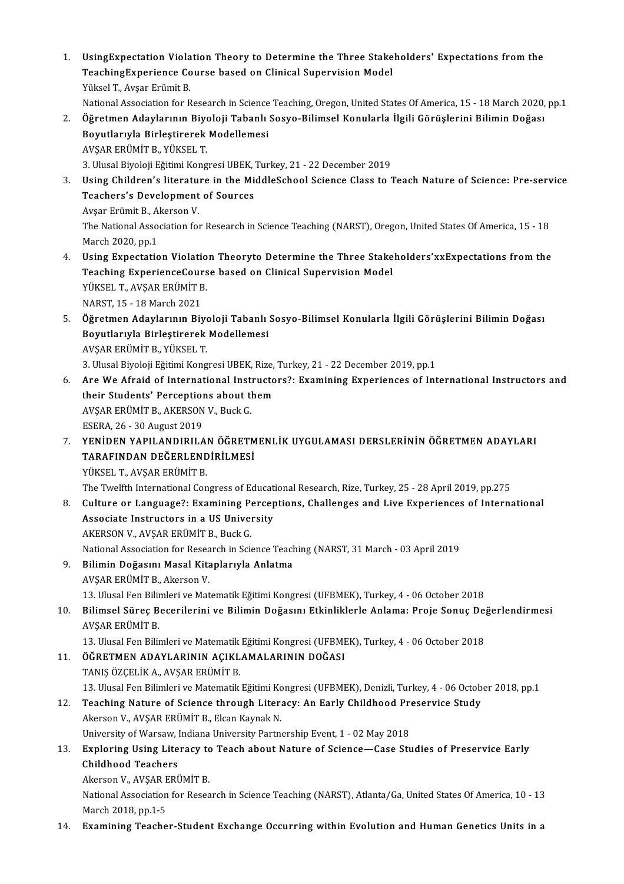1. **UsingExpectation Violation Theory to Determine the Three Stakeholders' Expectations from the TeachingExperience Course based on Clinical Supervision Model**
   Yüksel T., Avşar Erümit B.
   National Association for Research in Science Teaching, Oregon, United States Of America, 15 - 18 March 2020, pp.1
2. **Öğretmen Adaylarının Biyoloji Tabanlı Sosyo-Bilimsel Konularla İlgili Görüşlerini Bilimin Doğası Boyutlarıyla Birleştirerek Modellemesi**
   AVŞAR ERÜMİT B., YÜKSEL T.
   3. Ulusal Biyoloji Eğitimi Kongresi UBEK, Turkey, 21 - 22 December 2019
3. **Using Children's literature in the MiddleSchool Science Class to Teach Nature of Science: Pre-service Teachers's Development of Sources**
   Avşar Erümit B., Akerson V.
   The National Association for Research in Science Teaching (NARST), Oregon, United States Of America, 15 - 18 March 2020, pp.1
4. **Using Expectation Violation Theoryto Determine the Three Stakeholders'xxExpectations from the Teaching ExperienceCourse based on Clinical Supervision Model**
   YÜKSEL T., AVŞAR ERÜMİT B.
   NARST, 15 - 18 March 2021
5. **Öğretmen Adaylarının Biyoloji Tabanlı Sosyo-Bilimsel Konularla İlgili Görüşlerini Bilimin Doğası Boyutlarıyla Birleştirerek Modellemesi**
   AVŞAR ERÜMİT B., YÜKSEL T.
   3. Ulusal Biyoloji Eğitimi Kongresi UBEK, Rize, Turkey, 21 - 22 December 2019, pp.1
6. **Are We Afraid of International Instructors?: Examining Experiences of International Instructors and their Students' Perceptions about them**
   AVŞAR ERÜMİT B., AKERSON V., Buck G.
   ESERA, 26 - 30 August 2019
7. **YENİDEN YAPILANDIRILAN ÖĞRETMENLİK UYGULAMASI DERSLERİNİN ÖĞRETMEN ADAYLARI TARAFINDAN DEĞERLENDİRİLMESİ**
   YÜKSEL T., AVŞAR ERÜMİT B.
   The Twelfth International Congress of Educational Research, Rize, Turkey, 25 - 28 April 2019, pp.275
8. **Culture or Language?: Examining Perceptions, Challenges and Live Experiences of International Associate Instructors in a US University**
   AKERSON V., AVŞAR ERÜMİT B., Buck G.
   National Association for Research in Science Teaching (NARST, 31 March - 03 April 2019
9. **Bilimin Doğasını Masal Kitaplarıyla Anlatma**
   AVŞAR ERÜMİT B., Akerson V.
   13. Ulusal Fen Bilimleri ve Matematik Eğitimi Kongresi (UFBMEK), Turkey, 4 - 06 October 2018
10. **Bilimsel Süreç Becerilerini ve Bilimin Doğasını Etkinliklerle Anlama: Proje Sonuç Değerlendirmesi**
    AVŞAR ERÜMİT B.
    13. Ulusal Fen Bilimleri ve Matematik Eğitimi Kongresi (UFBMEK), Turkey, 4 - 06 October 2018
11. **ÖĞRETMEN ADAYLARININ AÇIKLAMALARININ DOĞASI**
    TANIŞ ÖZÇELİK A., AVŞAR ERÜMİT B.
    13. Ulusal Fen Bilimleri ve Matematik Eğitimi Kongresi (UFBMEK), Denizli, Turkey, 4 - 06 October 2018, pp.1
12. **Teaching Nature of Science through Literacy: An Early Childhood Preservice Study**
    Akerson V., AVŞAR ERÜMİT B., Elcan Kaynak N.
    University of Warsaw, Indiana University Partnership Event, 1 - 02 May 2018
13. **Exploring Using Literacy to Teach about Nature of Science—Case Studies of Preservice Early Childhood Teachers**
    Akerson V., AVŞAR ERÜMİT B.
    National Association for Research in Science Teaching (NARST), Atlanta/Ga, United States Of America, 10 - 13 March 2018, pp.1-5
14. **Examining Teacher-Student Exchange Occurring within Evolution and Human Genetics Units in a**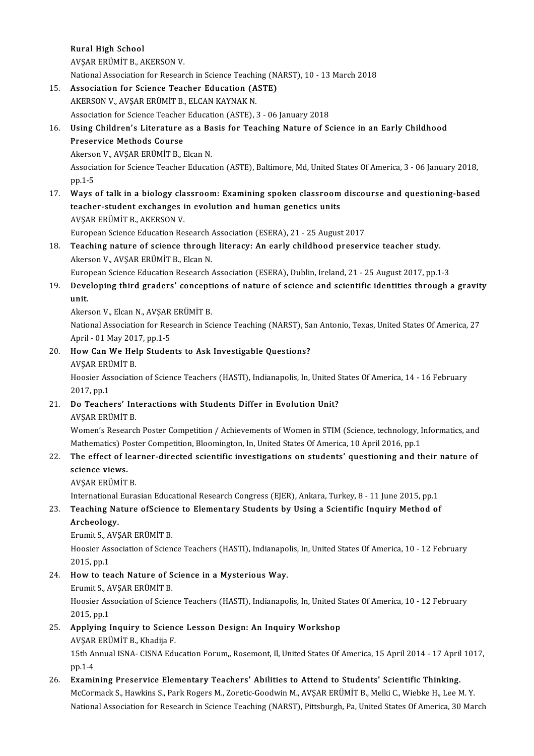**Rural High School**
AVŞAR ERÜMİT B., AKERSON V.
National Association for Research in Science Teaching (NARST), 10 - 13 March 2018

15. **Association for Science Teacher Education (ASTE)**
AKERSON V., AVŞAR ERÜMİT B., ELCAN KAYNAK N.
Association for Science Teacher Education (ASTE), 3 - 06 January 2018

16. **Using Children's Literature as a Basis for Teaching Nature of Science in an Early Childhood Preservice Methods Course**
Akerson V., AVŞAR ERÜMİT B., Elcan N.
Association for Science Teacher Education (ASTE), Baltimore, Md, United States Of America, 3 - 06 January 2018, pp.1-5

17. **Ways of talk in a biology classroom: Examining spoken classroom discourse and questioning-based teacher-student exchanges in evolution and human genetics units**
AVŞAR ERÜMİT B., AKERSON V.
European Science Education Research Association (ESERA), 21 - 25 August 2017

18. **Teaching nature of science through literacy: An early childhood preservice teacher study.**
Akerson V., AVŞAR ERÜMİT B., Elcan N.
European Science Education Research Association (ESERA), Dublin, Ireland, 21 - 25 August 2017, pp.1-3

19. **Developing third graders' conceptions of nature of science and scientific identities through a gravity unit.**
Akerson V., Elcan N., AVŞAR ERÜMİT B.
National Association for Research in Science Teaching (NARST), San Antonio, Texas, United States Of America, 27 April - 01 May 2017, pp.1-5

20. **How Can We Help Students to Ask Investigable Questions?**
AVŞAR ERÜMİT B.
Hoosier Association of Science Teachers (HASTI), Indianapolis, In, United States Of America, 14 - 16 February 2017, pp.1

21. **Do Teachers' Interactions with Students Differ in Evolution Unit?**
AVŞAR ERÜMİT B.
Women's Research Poster Competition / Achievements of Women in STIM (Science, technology, Informatics, and Mathematics) Poster Competition, Bloomington, In, United States Of America, 10 April 2016, pp.1

22. **The effect of learner-directed scientific investigations on students' questioning and their nature of science views.**
AVŞAR ERÜMİT B.
International Eurasian Educational Research Congress (EJER), Ankara, Turkey, 8 - 11 June 2015, pp.1

23. **Teaching Nature ofScience to Elementary Students by Using a Scientific Inquiry Method of Archeology.**
Erumit S., AVŞAR ERÜMİT B.
Hoosier Association of Science Teachers (HASTI), Indianapolis, In, United States Of America, 10 - 12 February 2015, pp.1

24. **How to teach Nature of Science in a Mysterious Way.**
Erumit S., AVŞAR ERÜMİT B.
Hoosier Association of Science Teachers (HASTI), Indianapolis, In, United States Of America, 10 - 12 February 2015, pp.1

25. **Applying Inquiry to Science Lesson Design: An Inquiry Workshop**
AVŞAR ERÜMİT B., Khadija F.
15th Annual ISNA- CISNA Education Forum,, Rosemont, Il, United States Of America, 15 April 2014 - 17 April 1017, pp.1-4

26. **Examining Preservice Elementary Teachers' Abilities to Attend to Students' Scientific Thinking.**
McCormack S., Hawkins S., Park Rogers M., Zoretic-Goodwin M., AVŞAR ERÜMİT B., Melki C., Wiebke H., Lee M. Y.
National Association for Research in Science Teaching (NARST), Pittsburgh, Pa, United States Of America, 30 March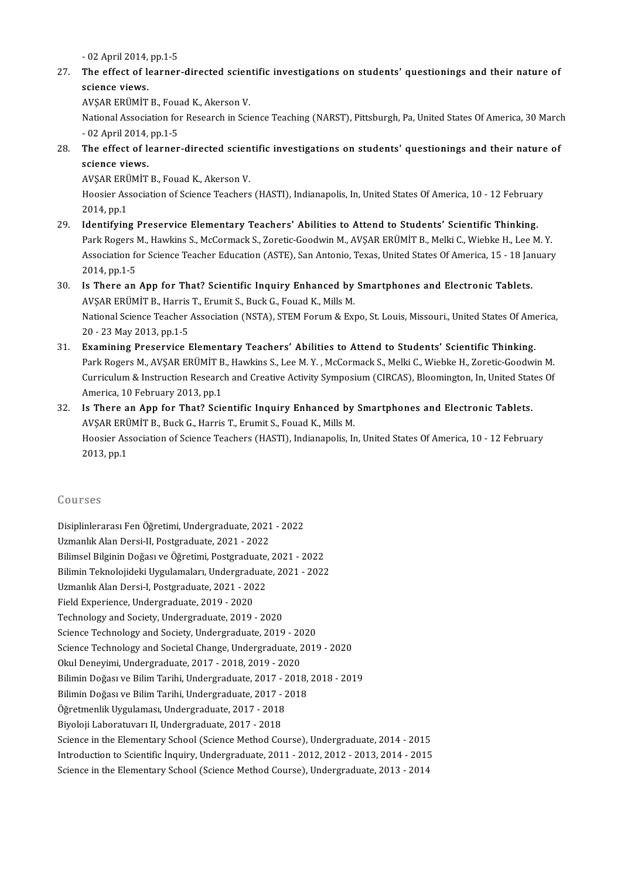- 02 April 2014, pp.1-5

27. **The effect of learner-directed scientific investigations on students' questionings and their nature of science views.**
    AVŞAR ERÜMİT B., Fouad K., Akerson V.
    National Association for Research in Science Teaching (NARST), Pittsburgh, Pa, United States Of America, 30 March - 02 April 2014, pp.1-5
28. **The effect of learner-directed scientific investigations on students' questionings and their nature of science views.**
    AVŞAR ERÜMİT B., Fouad K., Akerson V.
    Hoosier Association of Science Teachers (HASTI), Indianapolis, In, United States Of America, 10 - 12 February 2014, pp.1
29. **Identifying Preservice Elementary Teachers' Abilities to Attend to Students' Scientific Thinking.**
    Park Rogers M., Hawkins S., McCormack S., Zoretic-Goodwin M., AVŞAR ERÜMİT B., Melki C., Wiebke H., Lee M. Y.
    Association for Science Teacher Education (ASTE), San Antonio, Texas, United States Of America, 15 - 18 January 2014, pp.1-5
30. **Is There an App for That? Scientific Inquiry Enhanced by Smartphones and Electronic Tablets.**
    AVŞAR ERÜMİT B., Harris T., Erumit S., Buck G., Fouad K., Mills M.
    National Science Teacher Association (NSTA), STEM Forum & Expo, St. Louis, Missouri., United States Of America, 20 - 23 May 2013, pp.1-5
31. **Examining Preservice Elementary Teachers' Abilities to Attend to Students' Scientific Thinking.**
    Park Rogers M., AVŞAR ERÜMİT B., Hawkins S., Lee M. Y. , McCormack S., Melki C., Wiebke H., Zoretic-Goodwin M.
    Curriculum & Instruction Research and Creative Activity Symposium (CIRCAS), Bloomington, In, United States Of America, 10 February 2013, pp.1
32. **Is There an App for That? Scientific Inquiry Enhanced by Smartphones and Electronic Tablets.**
    AVŞAR ERÜMİT B., Buck G., Harris T., Erumit S., Fouad K., Mills M.
    Hoosier Association of Science Teachers (HASTI), Indianapolis, In, United States Of America, 10 - 12 February 2013, pp.1

## Courses

Disiplinlerarası Fen Öğretimi, Undergraduate, 2021 - 2022
Uzmanlık Alan Dersi-II, Postgraduate, 2021 - 2022
Bilimsel Bilginin Doğası ve Öğretimi, Postgraduate, 2021 - 2022
Bilimin Teknolojideki Uygulamaları, Undergraduate, 2021 - 2022
Uzmanlık Alan Dersi-I, Postgraduate, 2021 - 2022
Field Experience, Undergraduate, 2019 - 2020
Technology and Society, Undergraduate, 2019 - 2020
Science Technology and Society, Undergraduate, 2019 - 2020
Science Technology and Societal Change, Undergraduate, 2019 - 2020
Okul Deneyimi, Undergraduate, 2017 - 2018, 2019 - 2020
Bilimin Doğası ve Bilim Tarihi, Undergraduate, 2017 - 2018, 2018 - 2019
Bilimin Doğası ve Bilim Tarihi, Undergraduate, 2017 - 2018
Öğretmenlik Uygulaması, Undergraduate, 2017 - 2018
Biyoloji Laboratuvarı II, Undergraduate, 2017 - 2018
Science in the Elementary School (Science Method Course), Undergraduate, 2014 - 2015
Introduction to Scientific İnquiry, Undergraduate, 2011 - 2012, 2012 - 2013, 2014 - 2015
Science in the Elementary School (Science Method Course), Undergraduate, 2013 - 2014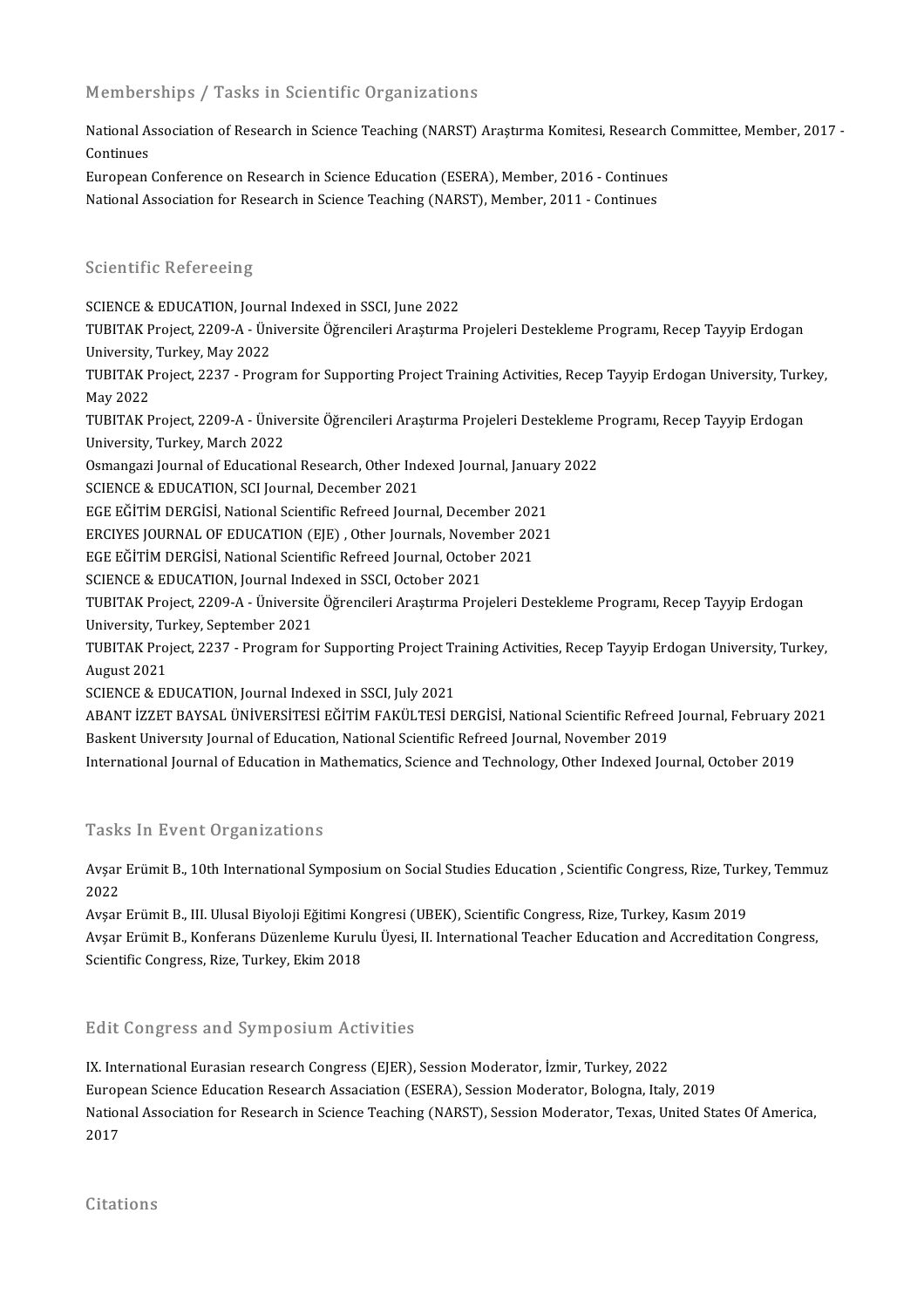## Memberships / Tasks in Scientific Organizations

National Association of Research in Science Teaching (NARST) Araştırma Komitesi, Research Committee, Member, 2017 - Continues

European Conference on Research in Science Education (ESERA), Member, 2016 - Continues

National Association for Research in Science Teaching (NARST), Member, 2011 - Continues

## Scientific Refereeing

SCIENCE & EDUCATION, Journal Indexed in SSCI, June 2022

TUBITAK Project, 2209-A - Üniversite Öğrencileri Araştırma Projeleri Destekleme Programı, Recep Tayyip Erdogan University, Turkey, May 2022

TUBITAK Project, 2237 - Program for Supporting Project Training Activities, Recep Tayyip Erdogan University, Turkey, May 2022

TUBITAK Project, 2209-A - Üniversite Öğrencileri Araştırma Projeleri Destekleme Programı, Recep Tayyip Erdogan University, Turkey, March 2022

Osmangazi Journal of Educational Research, Other Indexed Journal, January 2022

SCIENCE & EDUCATION, SCI Journal, December 2021

EGE EĞİTİM DERGİSİ, National Scientific Refreed Journal, December 2021

ERCIYES JOURNAL OF EDUCATION (EJE) , Other Journals, November 2021

EGE EĞİTİM DERGİSİ, National Scientific Refreed Journal, October 2021

SCIENCE & EDUCATION, Journal Indexed in SSCI, October 2021

TUBITAK Project, 2209-A - Üniversite Öğrencileri Araştırma Projeleri Destekleme Programı, Recep Tayyip Erdogan University, Turkey, September 2021

TUBITAK Project, 2237 - Program for Supporting Project Training Activities, Recep Tayyip Erdogan University, Turkey, August 2021

SCIENCE & EDUCATION, Journal Indexed in SSCI, July 2021

ABANT İZZET BAYSAL ÜNİVERSİTESİ EĞİTİM FAKÜLTESİ DERGİSİ, National Scientific Refreed Journal, February 2021

Baskent Universıty Journal of Education, National Scientific Refreed Journal, November 2019

International Journal of Education in Mathematics, Science and Technology, Other Indexed Journal, October 2019

## Tasks In Event Organizations

Avşar Erümit B., 10th International Symposium on Social Studies Education , Scientific Congress, Rize, Turkey, Temmuz 2022

Avşar Erümit B., III. Ulusal Biyoloji Eğitimi Kongresi (UBEK), Scientific Congress, Rize, Turkey, Kasım 2019

Avşar Erümit B., Konferans Düzenleme Kurulu Üyesi, II. International Teacher Education and Accreditation Congress, Scientific Congress, Rize, Turkey, Ekim 2018

## Edit Congress and Symposium Activities

IX. International Eurasian research Congress (EJER), Session Moderator, İzmir, Turkey, 2022

European Science Education Research Assaciation (ESERA), Session Moderator, Bologna, Italy, 2019

National Association for Research in Science Teaching (NARST), Session Moderator, Texas, United States Of America, 2017

## Citations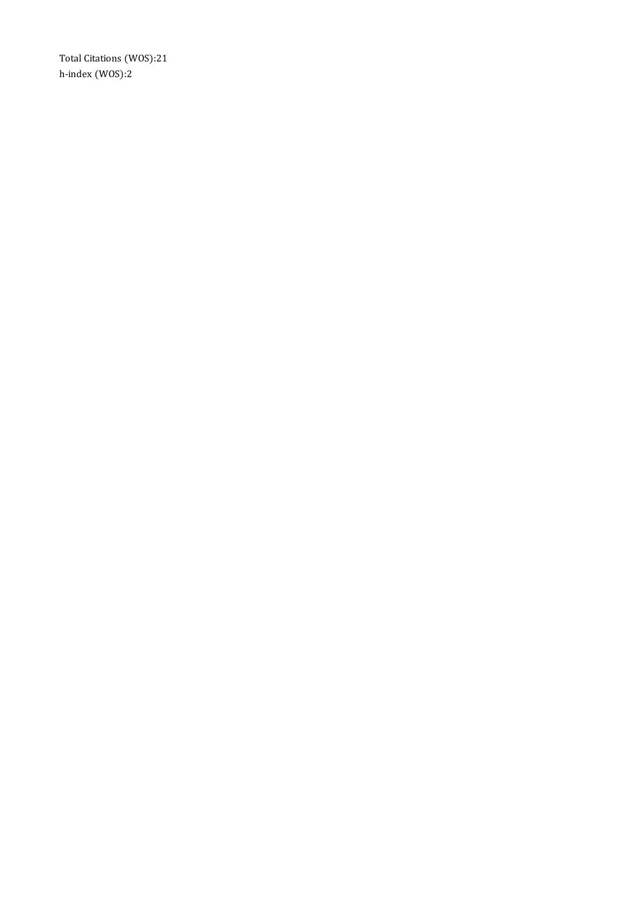Total Citations (WOS):21
h-index (WOS):2